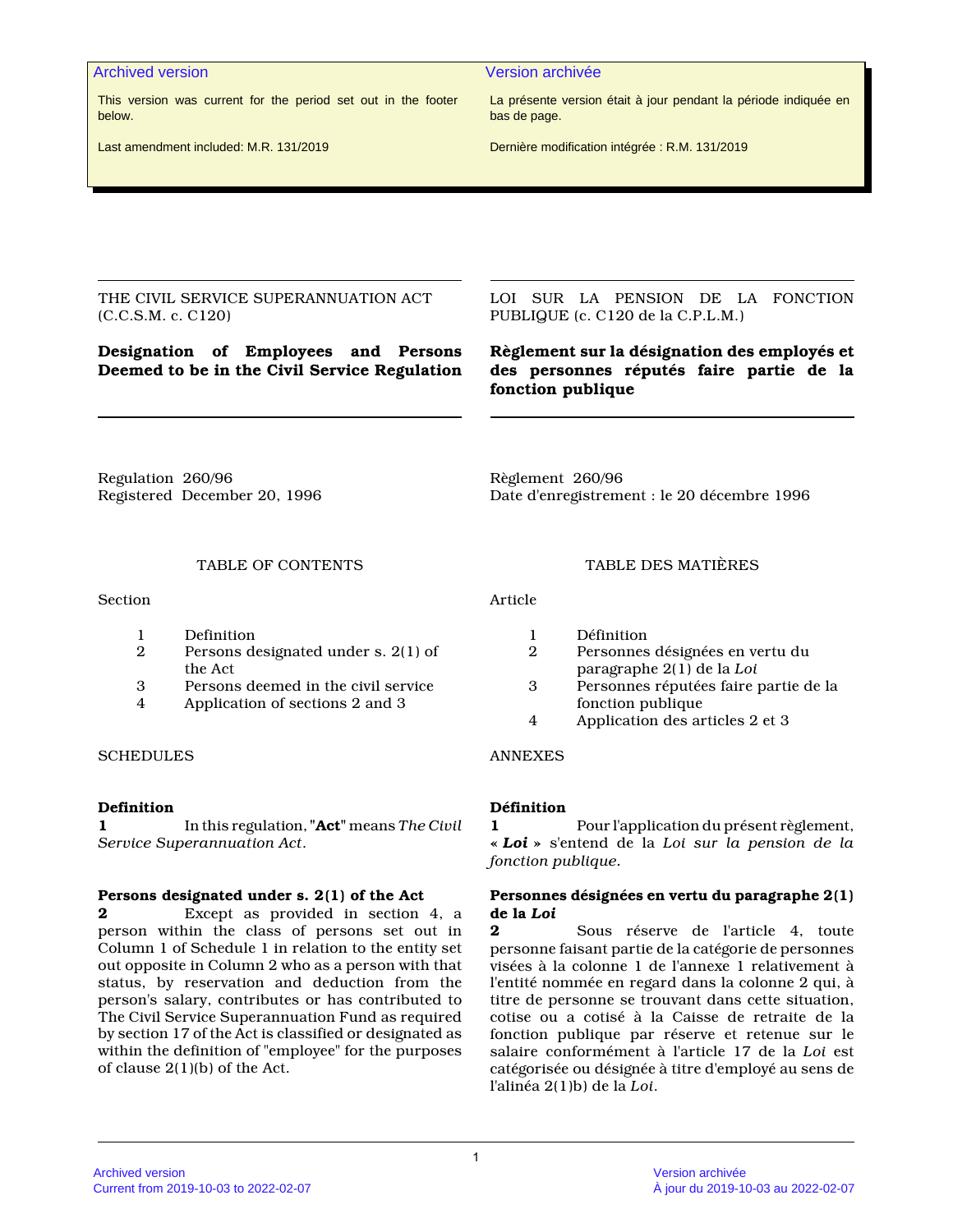Archived version

This version was current for the period set out in the footer below.

Last amendment included: M.R. 131/2019

Version archivée

La présente version était à jour pendant la période indiquée en bas de page.

Dernière modification intégrée : R.M. 131/2019

THE CIVIL SERVICE SUPERANNUATION ACT (C.C.S.M. c. C120)

# Designation of Employees and Persons Deemed to be in the Civil Service Regulation

Regulation 260/96
Registered December 20, 1996

## TABLE OF CONTENTS

Section

1 Definition
2 Persons designated under s. 2(1) of the Act
3 Persons deemed in the civil service
4 Application of sections 2 and 3

SCHEDULES

### Definition

**1** In this regulation, "**Act**" means *The Civil Service Superannuation Act*.

### Persons designated under s. 2(1) of the Act

**2** Except as provided in section 4, a person within the class of persons set out in Column 1 of Schedule 1 in relation to the entity set out opposite in Column 2 who as a person with that status, by reservation and deduction from the person's salary, contributes or has contributed to The Civil Service Superannuation Fund as required by section 17 of the Act is classified or designated as within the definition of "employee" for the purposes of clause 2(1)(b) of the Act.

---

LOI SUR LA PENSION DE LA FONCTION PUBLIQUE (c. C120 de la C.P.L.M.)

# Règlement sur la désignation des employés et des personnes réputés faire partie de la fonction publique

Règlement 260/96
Date d'enregistrement : le 20 décembre 1996

## TABLE DES MATIÈRES

Article

1 Définition
2 Personnes désignées en vertu du paragraphe 2(1) de la *Loi*
3 Personnes réputées faire partie de la fonction publique
4 Application des articles 2 et 3

ANNEXES

### Définition

**1** Pour l'application du présent règlement, « ***Loi*** » s'entend de la *Loi sur la pension de la fonction publique*.

### Personnes désignées en vertu du paragraphe 2(1) de la *Loi*

**2** Sous réserve de l'article 4, toute personne faisant partie de la catégorie de personnes visées à la colonne 1 de l'annexe 1 relativement à l'entité nommée en regard dans la colonne 2 qui, à titre de personne se trouvant dans cette situation, cotise ou a cotisé à la Caisse de retraite de la fonction publique par réserve et retenue sur le salaire conformément à l'article 17 de la *Loi* est catégorisée ou désignée à titre d'employé au sens de l'alinéa 2(1)b) de la *Loi*.

Archived version
Current from 2019-10-03 to 2022-02-07

Version archivée
À jour du 2019-10-03 au 2022-02-07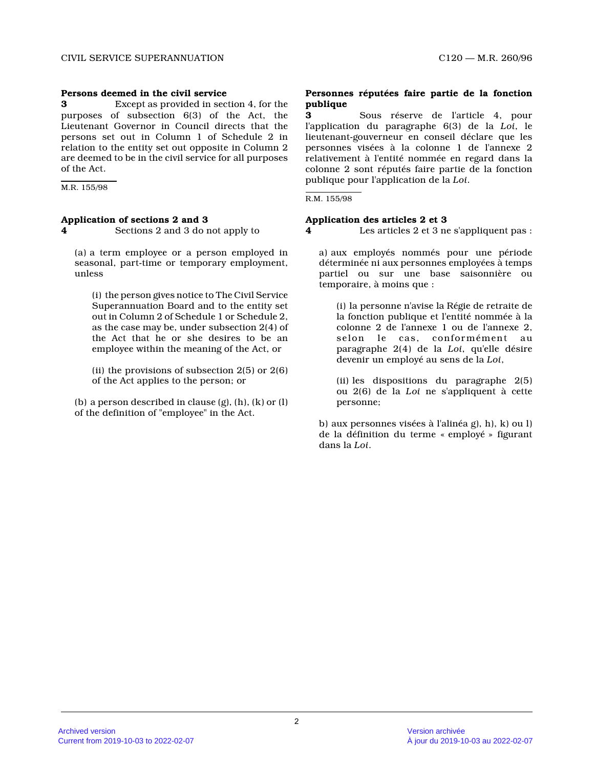### Persons deemed in the civil service

**3** Except as provided in section 4, for the purposes of subsection 6(3) of the Act, the Lieutenant Governor in Council directs that the persons set out in Column 1 of Schedule 2 in relation to the entity set out opposite in Column 2 are deemed to be in the civil service for all purposes of the Act.

M.R. 155/98

### Application of sections 2 and 3

**4** Sections 2 and 3 do not apply to

(a) a term employee or a person employed in seasonal, part-time or temporary employment, unless

(i) the person gives notice to The Civil Service Superannuation Board and to the entity set out in Column 2 of Schedule 1 or Schedule 2, as the case may be, under subsection 2(4) of the Act that he or she desires to be an employee within the meaning of the Act, or

(ii) the provisions of subsection 2(5) or 2(6) of the Act applies to the person; or

(b) a person described in clause (g), (h), (k) or (l) of the definition of "employee" in the Act.

### Personnes réputées faire partie de la fonction publique

**3** Sous réserve de l'article 4, pour l'application du paragraphe 6(3) de la *Loi*, le lieutenant-gouverneur en conseil déclare que les personnes visées à la colonne 1 de l'annexe 2 relativement à l'entité nommée en regard dans la colonne 2 sont réputés faire partie de la fonction publique pour l'application de la *Loi*.

R.M. 155/98

### Application des articles 2 et 3

**4** Les articles 2 et 3 ne s'appliquent pas :

a) aux employés nommés pour une période déterminée ni aux personnes employées à temps partiel ou sur une base saisonnière ou temporaire, à moins que :

(i) la personne n'avise la Régie de retraite de la fonction publique et l'entité nommée à la colonne 2 de l'annexe 1 ou de l'annexe 2, selon le cas, conformément au paragraphe 2(4) de la *Loi*, qu'elle désire devenir un employé au sens de la *Loi*,

(ii) les dispositions du paragraphe 2(5) ou 2(6) de la *Loi* ne s'appliquent à cette personne;

b) aux personnes visées à l'alinéa g), h), k) ou l) de la définition du terme « employé » figurant dans la *Loi*.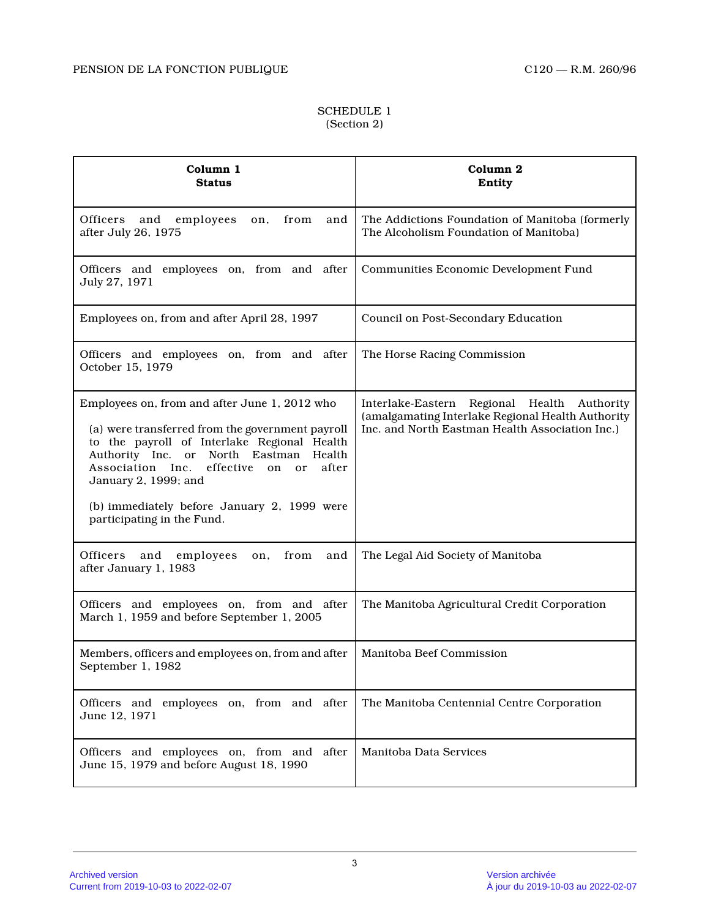SCHEDULE 1
(Section 2)

| **Column 1**<br>**Status** | **Column 2**<br>**Entity** |
|---|---|
| Officers and employees on, from and after July 26, 1975 | The Addictions Foundation of Manitoba (formerly The Alcoholism Foundation of Manitoba) |
| Officers and employees on, from and after July 27, 1971 | Communities Economic Development Fund |
| Employees on, from and after April 28, 1997 | Council on Post-Secondary Education |
| Officers and employees on, from and after October 15, 1979 | The Horse Racing Commission |
| Employees on, from and after June 1, 2012 who<br>(a) were transferred from the government payroll to the payroll of Interlake Regional Health Authority Inc. or North Eastman Health Association Inc. effective on or after January 2, 1999; and<br>(b) immediately before January 2, 1999 were participating in the Fund. | Interlake-Eastern Regional Health Authority (amalgamating Interlake Regional Health Authority Inc. and North Eastman Health Association Inc.) |
| Officers and employees on, from and after January 1, 1983 | The Legal Aid Society of Manitoba |
| Officers and employees on, from and after March 1, 1959 and before September 1, 2005 | The Manitoba Agricultural Credit Corporation |
| Members, officers and employees on, from and after September 1, 1982 | Manitoba Beef Commission |
| Officers and employees on, from and after June 12, 1971 | The Manitoba Centennial Centre Corporation |
| Officers and employees on, from and after June 15, 1979 and before August 18, 1990 | Manitoba Data Services |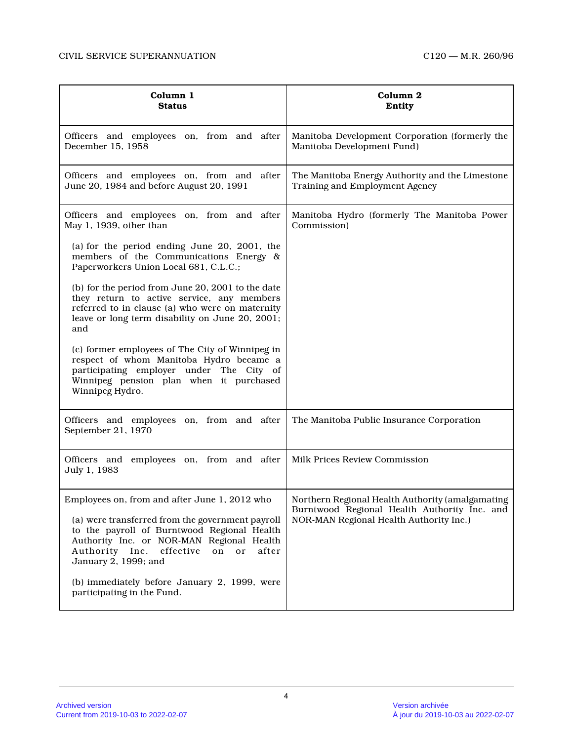| Column 1<br>Status | Column 2<br>Entity |
|---|---|
| Officers and employees on, from and after December 15, 1958 | Manitoba Development Corporation (formerly the Manitoba Development Fund) |
| Officers and employees on, from and after June 20, 1984 and before August 20, 1991 | The Manitoba Energy Authority and the Limestone Training and Employment Agency |
| Officers and employees on, from and after May 1, 1939, other than<br><br>(a) for the period ending June 20, 2001, the members of the Communications Energy & Paperworkers Union Local 681, C.L.C.;<br><br>(b) for the period from June 20, 2001 to the date they return to active service, any members referred to in clause (a) who were on maternity leave or long term disability on June 20, 2001; and<br><br>(c) former employees of The City of Winnipeg in respect of whom Manitoba Hydro became a participating employer under The City of Winnipeg pension plan when it purchased Winnipeg Hydro. | Manitoba Hydro (formerly The Manitoba Power Commission) |
| Officers and employees on, from and after September 21, 1970 | The Manitoba Public Insurance Corporation |
| Officers and employees on, from and after July 1, 1983 | Milk Prices Review Commission |
| Employees on, from and after June 1, 2012 who<br><br>(a) were transferred from the government payroll to the payroll of Burntwood Regional Health Authority Inc. or NOR-MAN Regional Health Authority Inc. effective on or after January 2, 1999; and<br><br>(b) immediately before January 2, 1999, were participating in the Fund. | Northern Regional Health Authority (amalgamating Burntwood Regional Health Authority Inc. and NOR-MAN Regional Health Authority Inc.) |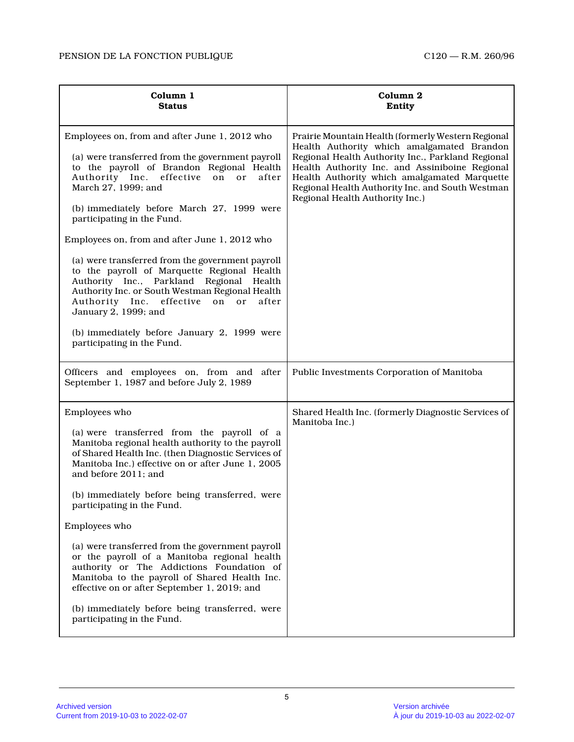| Column 1<br>Status | Column 2<br>Entity |
|---|---|
| Employees on, from and after June 1, 2012 who<br><br>(a) were transferred from the government payroll to the payroll of Brandon Regional Health Authority Inc. effective on or after March 27, 1999; and<br><br>(b) immediately before March 27, 1999 were participating in the Fund.<br><br>Employees on, from and after June 1, 2012 who<br><br>(a) were transferred from the government payroll to the payroll of Marquette Regional Health Authority Inc., Parkland Regional Health Authority Inc. or South Westman Regional Health Authority Inc. effective on or after January 2, 1999; and<br><br>(b) immediately before January 2, 1999 were participating in the Fund. | Prairie Mountain Health (formerly Western Regional Health Authority which amalgamated Brandon Regional Health Authority Inc., Parkland Regional Health Authority Inc. and Assiniboine Regional Health Authority which amalgamated Marquette Regional Health Authority Inc. and South Westman Regional Health Authority Inc.) |
| Officers and employees on, from and after September 1, 1987 and before July 2, 1989 | Public Investments Corporation of Manitoba |
| Employees who<br><br>(a) were transferred from the payroll of a Manitoba regional health authority to the payroll of Shared Health Inc. (then Diagnostic Services of Manitoba Inc.) effective on or after June 1, 2005 and before 2011; and<br><br>(b) immediately before being transferred, were participating in the Fund.<br><br>Employees who<br><br>(a) were transferred from the government payroll or the payroll of a Manitoba regional health authority or The Addictions Foundation of Manitoba to the payroll of Shared Health Inc. effective on or after September 1, 2019; and<br><br>(b) immediately before being transferred, were participating in the Fund. | Shared Health Inc. (formerly Diagnostic Services of Manitoba Inc.) |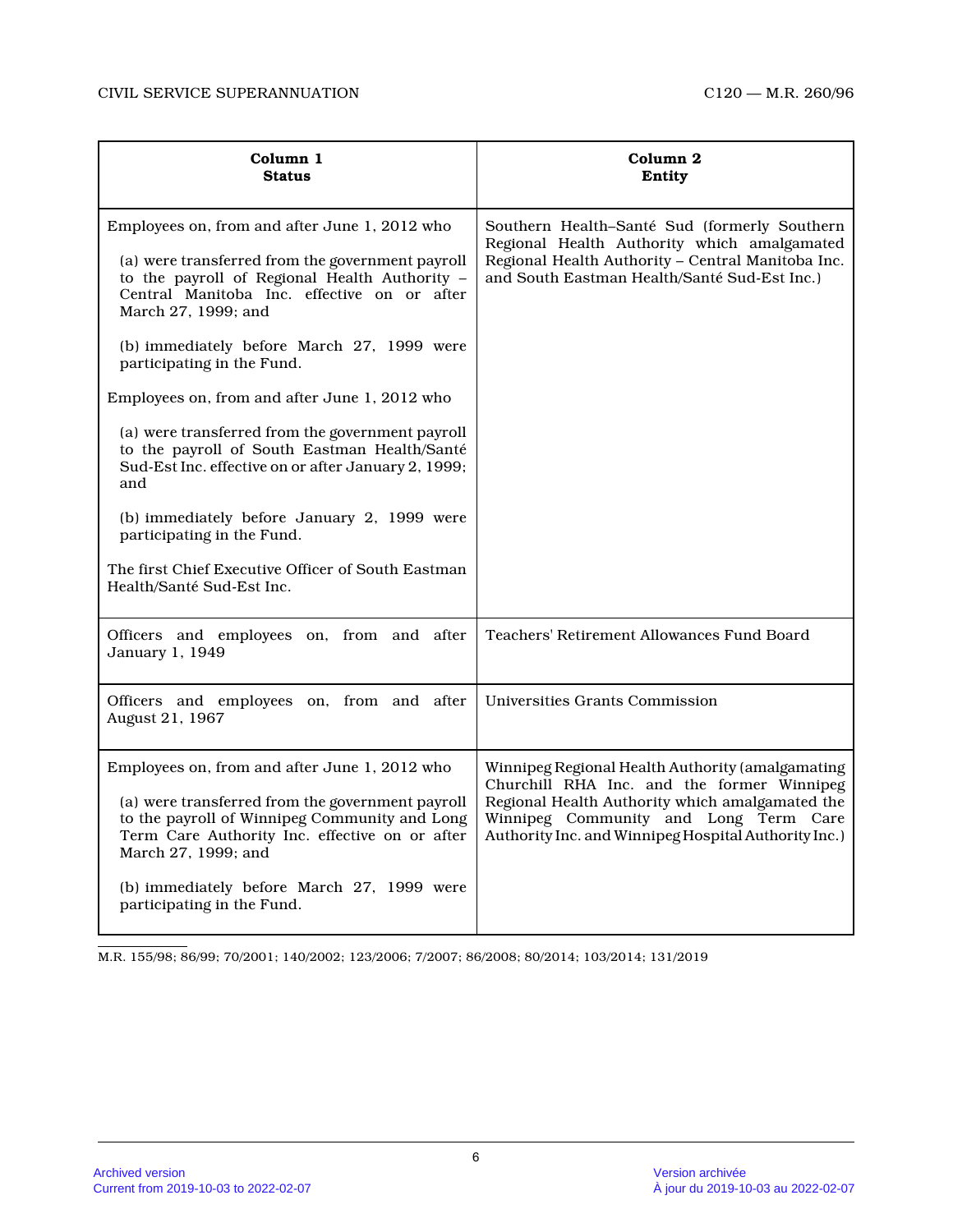| Column 1<br>Status | Column 2<br>Entity |
|---|---|
| Employees on, from and after June 1, 2012 who<br><br>(a) were transferred from the government payroll to the payroll of Regional Health Authority – Central Manitoba Inc. effective on or after March 27, 1999; and<br><br>(b) immediately before March 27, 1999 were participating in the Fund.<br><br>Employees on, from and after June 1, 2012 who<br><br>(a) were transferred from the government payroll to the payroll of South Eastman Health/Santé Sud-Est Inc. effective on or after January 2, 1999; and<br><br>(b) immediately before January 2, 1999 were participating in the Fund.<br><br>The first Chief Executive Officer of South Eastman Health/Santé Sud-Est Inc. | Southern Health–Santé Sud (formerly Southern Regional Health Authority which amalgamated Regional Health Authority – Central Manitoba Inc. and South Eastman Health/Santé Sud-Est Inc.) |
| Officers and employees on, from and after January 1, 1949 | Teachers' Retirement Allowances Fund Board |
| Officers and employees on, from and after August 21, 1967 | Universities Grants Commission |
| Employees on, from and after June 1, 2012 who<br><br>(a) were transferred from the government payroll to the payroll of Winnipeg Community and Long Term Care Authority Inc. effective on or after March 27, 1999; and<br><br>(b) immediately before March 27, 1999 were participating in the Fund. | Winnipeg Regional Health Authority (amalgamating Churchill RHA Inc. and the former Winnipeg Regional Health Authority which amalgamated the Winnipeg Community and Long Term Care Authority Inc. and Winnipeg Hospital Authority Inc.) |

M.R. 155/98; 86/99; 70/2001; 140/2002; 123/2006; 7/2007; 86/2008; 80/2014; 103/2014; 131/2019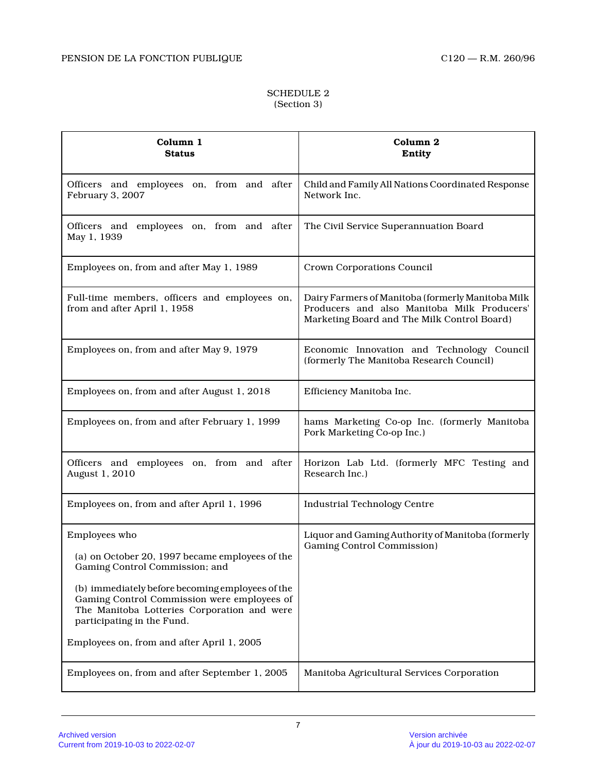SCHEDULE 2
(Section 3)

| Column 1<br>Status | Column 2<br>Entity |
|---|---|
| Officers and employees on, from and after February 3, 2007 | Child and Family All Nations Coordinated Response Network Inc. |
| Officers and employees on, from and after May 1, 1939 | The Civil Service Superannuation Board |
| Employees on, from and after May 1, 1989 | Crown Corporations Council |
| Full-time members, officers and employees on, from and after April 1, 1958 | Dairy Farmers of Manitoba (formerly Manitoba Milk Producers and also Manitoba Milk Producers' Marketing Board and The Milk Control Board) |
| Employees on, from and after May 9, 1979 | Economic Innovation and Technology Council (formerly The Manitoba Research Council) |
| Employees on, from and after August 1, 2018 | Efficiency Manitoba Inc. |
| Employees on, from and after February 1, 1999 | hams Marketing Co-op Inc. (formerly Manitoba Pork Marketing Co-op Inc.) |
| Officers and employees on, from and after August 1, 2010 | Horizon Lab Ltd. (formerly MFC Testing and Research Inc.) |
| Employees on, from and after April 1, 1996 | Industrial Technology Centre |
| Employees who<br>(a) on October 20, 1997 became employees of the Gaming Control Commission; and<br>(b) immediately before becoming employees of the Gaming Control Commission were employees of The Manitoba Lotteries Corporation and were participating in the Fund.<br>Employees on, from and after April 1, 2005 | Liquor and Gaming Authority of Manitoba (formerly Gaming Control Commission) |
| Employees on, from and after September 1, 2005 | Manitoba Agricultural Services Corporation |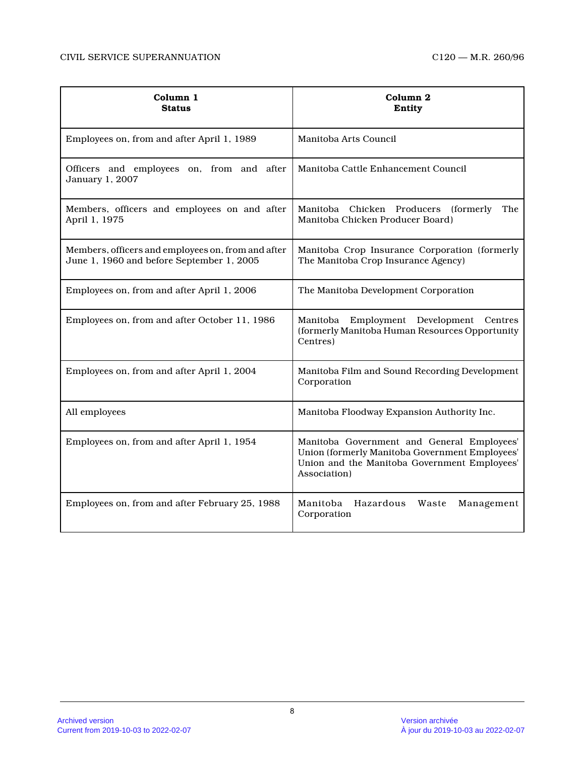| Column 1<br>Status | Column 2<br>Entity |
|---|---|
| Employees on, from and after April 1, 1989 | Manitoba Arts Council |
| Officers and employees on, from and after January 1, 2007 | Manitoba Cattle Enhancement Council |
| Members, officers and employees on and after April 1, 1975 | Manitoba Chicken Producers (formerly The Manitoba Chicken Producer Board) |
| Members, officers and employees on, from and after June 1, 1960 and before September 1, 2005 | Manitoba Crop Insurance Corporation (formerly The Manitoba Crop Insurance Agency) |
| Employees on, from and after April 1, 2006 | The Manitoba Development Corporation |
| Employees on, from and after October 11, 1986 | Manitoba Employment Development Centres (formerly Manitoba Human Resources Opportunity Centres) |
| Employees on, from and after April 1, 2004 | Manitoba Film and Sound Recording Development Corporation |
| All employees | Manitoba Floodway Expansion Authority Inc. |
| Employees on, from and after April 1, 1954 | Manitoba Government and General Employees' Union (formerly Manitoba Government Employees' Union and the Manitoba Government Employees' Association) |
| Employees on, from and after February 25, 1988 | Manitoba Hazardous Waste Management Corporation |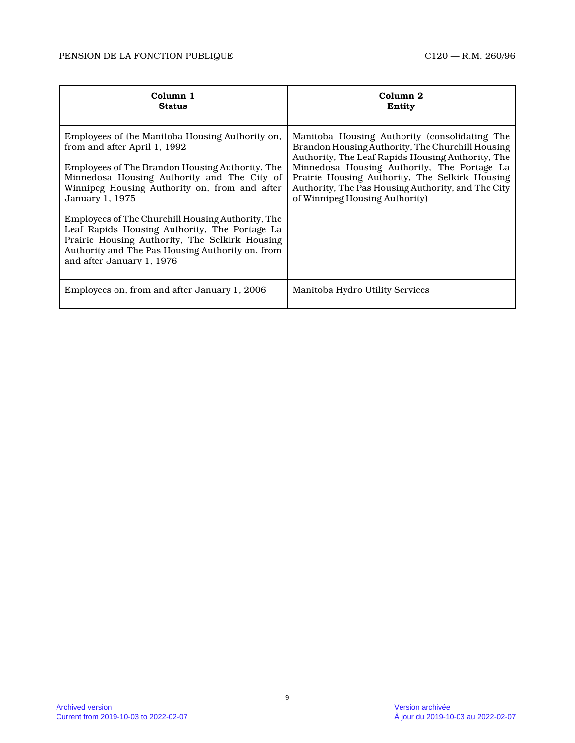| Column 1<br>**Status** | Column 2<br>**Entity** |
|---|---|
| Employees of the Manitoba Housing Authority on, from and after April 1, 1992<br><br>Employees of The Brandon Housing Authority, The Minnedosa Housing Authority and The City of Winnipeg Housing Authority on, from and after January 1, 1975<br><br>Employees of The Churchill Housing Authority, The Leaf Rapids Housing Authority, The Portage La Prairie Housing Authority, The Selkirk Housing Authority and The Pas Housing Authority on, from and after January 1, 1976 | Manitoba Housing Authority (consolidating The Brandon Housing Authority, The Churchill Housing Authority, The Leaf Rapids Housing Authority, The Minnedosa Housing Authority, The Portage La Prairie Housing Authority, The Selkirk Housing Authority, The Pas Housing Authority, and The City of Winnipeg Housing Authority) |
| Employees on, from and after January 1, 2006 | Manitoba Hydro Utility Services |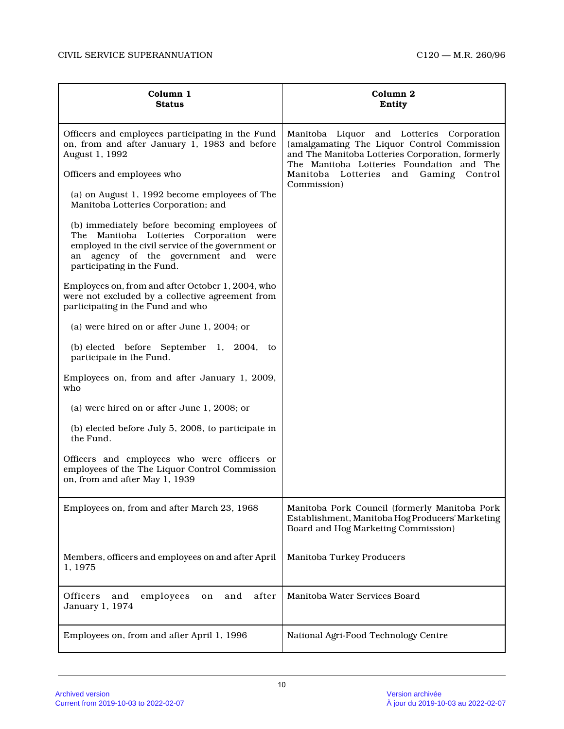| Column 1<br>Status | Column 2<br>Entity |
|---|---|
| Officers and employees participating in the Fund on, from and after January 1, 1983 and before August 1, 1992<br><br>Officers and employees who<br><br>(a) on August 1, 1992 become employees of The Manitoba Lotteries Corporation; and<br><br>(b) immediately before becoming employees of The Manitoba Lotteries Corporation were employed in the civil service of the government or an agency of the government and were participating in the Fund.<br><br>Employees on, from and after October 1, 2004, who were not excluded by a collective agreement from participating in the Fund and who<br><br>(a) were hired on or after June 1, 2004; or<br><br>(b) elected before September 1, 2004, to participate in the Fund.<br><br>Employees on, from and after January 1, 2009, who<br><br>(a) were hired on or after June 1, 2008; or<br><br>(b) elected before July 5, 2008, to participate in the Fund.<br><br>Officers and employees who were officers or employees of the The Liquor Control Commission on, from and after May 1, 1939 | Manitoba Liquor and Lotteries Corporation (amalgamating The Liquor Control Commission and The Manitoba Lotteries Corporation, formerly The Manitoba Lotteries Foundation and The Manitoba Lotteries and Gaming Control Commission) |
| Employees on, from and after March 23, 1968 | Manitoba Pork Council (formerly Manitoba Pork Establishment, Manitoba Hog Producers' Marketing Board and Hog Marketing Commission) |
| Members, officers and employees on and after April 1, 1975 | Manitoba Turkey Producers |
| Officers and employees on and after January 1, 1974 | Manitoba Water Services Board |
| Employees on, from and after April 1, 1996 | National Agri-Food Technology Centre |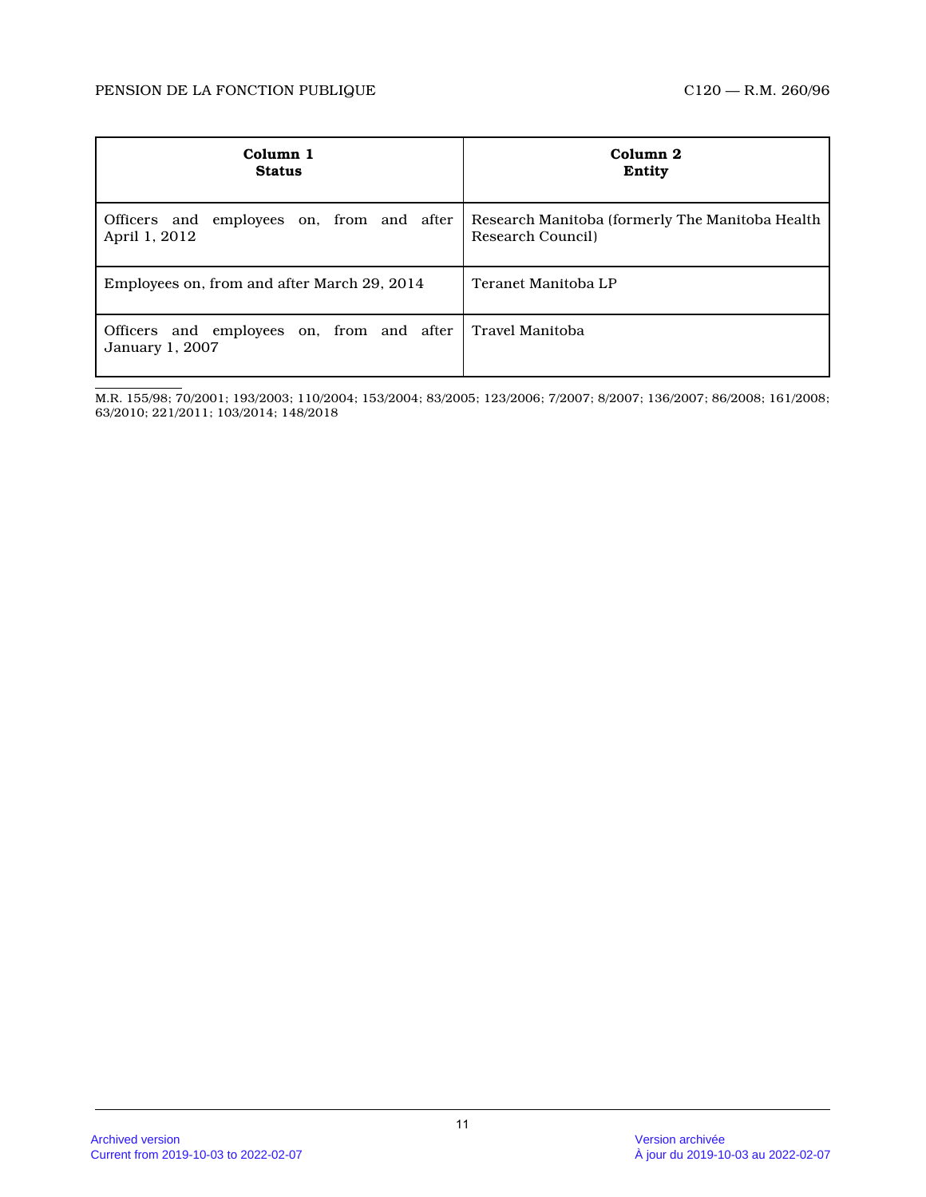| Column 1<br>**Status** | Column 2<br>**Entity** |
|---|---|
| Officers and employees on, from and after April 1, 2012 | Research Manitoba (formerly The Manitoba Health Research Council) |
| Employees on, from and after March 29, 2014 | Teranet Manitoba LP |
| Officers and employees on, from and after January 1, 2007 | Travel Manitoba |

M.R. 155/98; 70/2001; 193/2003; 110/2004; 153/2004; 83/2005; 123/2006; 7/2007; 8/2007; 136/2007; 86/2008; 161/2008; 63/2010; 221/2011; 103/2014; 148/2018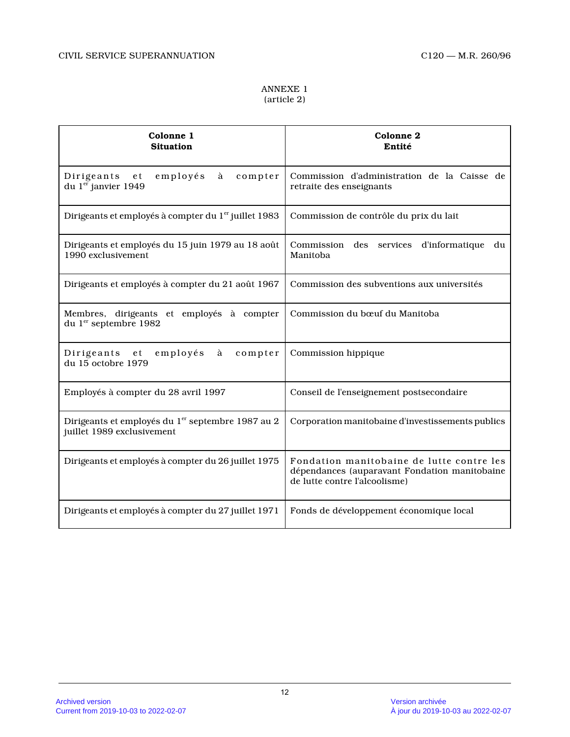ANNEXE 1
(article 2)

| Colonne 1<br>**Situation** | Colonne 2<br>**Entité** |
|---|---|
| Dirigeants et employés à compter du 1er janvier 1949 | Commission d'administration de la Caisse de retraite des enseignants |
| Dirigeants et employés à compter du 1er juillet 1983 | Commission de contrôle du prix du lait |
| Dirigeants et employés du 15 juin 1979 au 18 août 1990 exclusivement | Commission des services d'informatique du Manitoba |
| Dirigeants et employés à compter du 21 août 1967 | Commission des subventions aux universités |
| Membres, dirigeants et employés à compter du 1er septembre 1982 | Commission du bœuf du Manitoba |
| Dirigeants et employés à compter du 15 octobre 1979 | Commission hippique |
| Employés à compter du 28 avril 1997 | Conseil de l'enseignement postsecondaire |
| Dirigeants et employés du 1er septembre 1987 au 2 juillet 1989 exclusivement | Corporation manitobaine d'investissements publics |
| Dirigeants et employés à compter du 26 juillet 1975 | Fondation manitobaine de lutte contre les dépendances (auparavant Fondation manitobaine de lutte contre l'alcoolisme) |
| Dirigeants et employés à compter du 27 juillet 1971 | Fonds de développement économique local |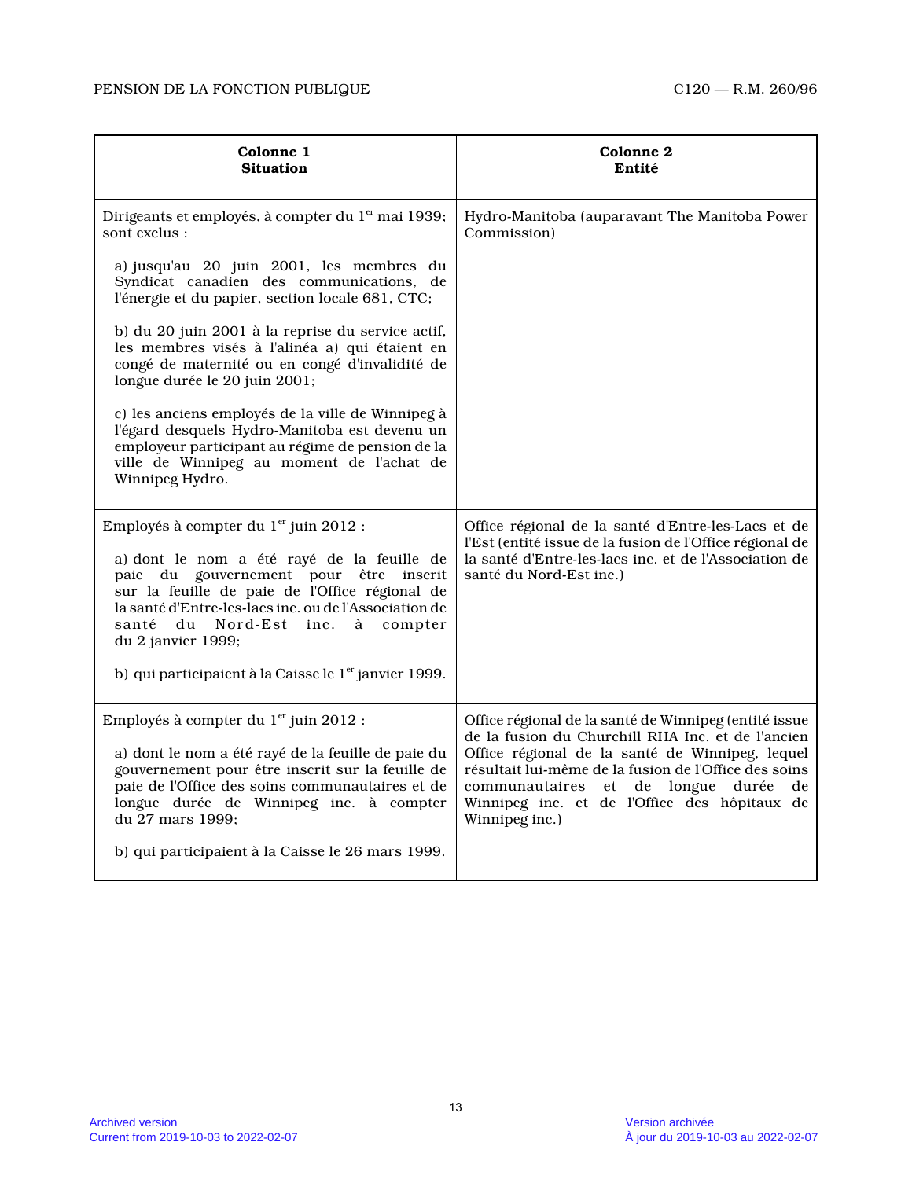| Colonne 1<br>**Situation** | Colonne 2<br>**Entité** |
|---|---|
| Dirigeants et employés, à compter du 1er mai 1939; sont exclus :<br><br>a) jusqu'au 20 juin 2001, les membres du Syndicat canadien des communications, de l'énergie et du papier, section locale 681, CTC;<br><br>b) du 20 juin 2001 à la reprise du service actif, les membres visés à l'alinéa a) qui étaient en congé de maternité ou en congé d'invalidité de longue durée le 20 juin 2001;<br><br>c) les anciens employés de la ville de Winnipeg à l'égard desquels Hydro-Manitoba est devenu un employeur participant au régime de pension de la ville de Winnipeg au moment de l'achat de Winnipeg Hydro. | Hydro-Manitoba (auparavant The Manitoba Power Commission) |
| Employés à compter du 1er juin 2012 :<br><br>a) dont le nom a été rayé de la feuille de paie du gouvernement pour être inscrit sur la feuille de paie de l'Office régional de la santé d'Entre-les-lacs inc. ou de l'Association de santé du Nord-Est inc. à compter du 2 janvier 1999;<br><br>b) qui participaient à la Caisse le 1er janvier 1999. | Office régional de la santé d'Entre-les-Lacs et de l'Est (entité issue de la fusion de l'Office régional de la santé d'Entre-les-lacs inc. et de l'Association de santé du Nord-Est inc.) |
| Employés à compter du 1er juin 2012 :<br><br>a) dont le nom a été rayé de la feuille de paie du gouvernement pour être inscrit sur la feuille de paie de l'Office des soins communautaires et de longue durée de Winnipeg inc. à compter du 27 mars 1999;<br><br>b) qui participaient à la Caisse le 26 mars 1999. | Office régional de la santé de Winnipeg (entité issue de la fusion du Churchill RHA Inc. et de l'ancien Office régional de la santé de Winnipeg, lequel résultait lui-même de la fusion de l'Office des soins communautaires et de longue durée de Winnipeg inc. et de l'Office des hôpitaux de Winnipeg inc.) |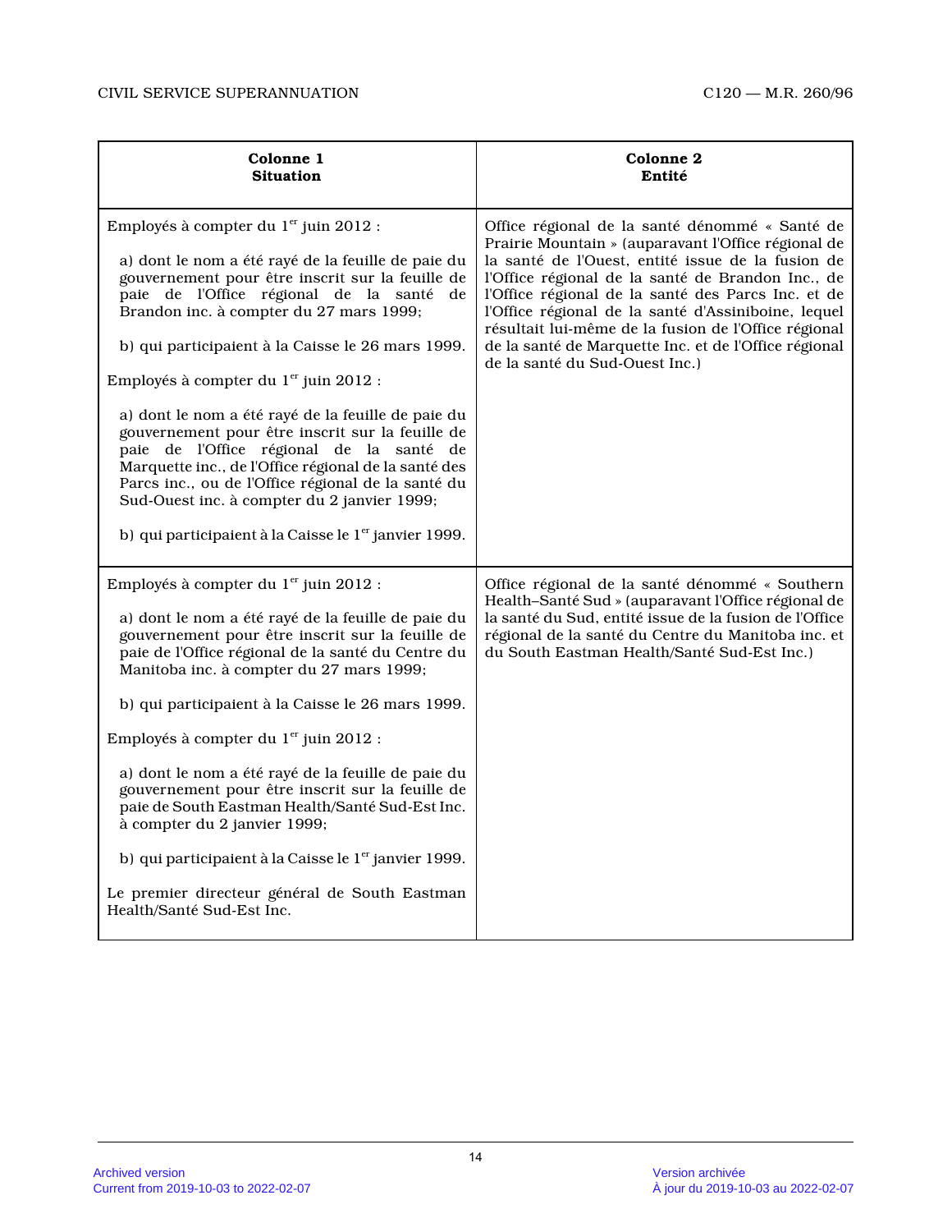| Colonne 1<br>**Situation** | Colonne 2<br>**Entité** |
|---|---|
| Employés à compter du 1er juin 2012 :<br><br>a) dont le nom a été rayé de la feuille de paie du gouvernement pour être inscrit sur la feuille de paie de l'Office régional de la santé de Brandon inc. à compter du 27 mars 1999;<br><br>b) qui participaient à la Caisse le 26 mars 1999.<br><br>Employés à compter du 1er juin 2012 :<br><br>a) dont le nom a été rayé de la feuille de paie du gouvernement pour être inscrit sur la feuille de paie de l'Office régional de la santé de Marquette inc., de l'Office régional de la santé des Parcs inc., ou de l'Office régional de la santé du Sud-Ouest inc. à compter du 2 janvier 1999;<br><br>b) qui participaient à la Caisse le 1er janvier 1999. | Office régional de la santé dénommé « Santé de Prairie Mountain » (auparavant l'Office régional de la santé de l'Ouest, entité issue de la fusion de l'Office régional de la santé de Brandon Inc., de l'Office régional de la santé des Parcs Inc. et de l'Office régional de la santé d'Assiniboine, lequel résultait lui-même de la fusion de l'Office régional de la santé de Marquette Inc. et de l'Office régional de la santé du Sud-Ouest Inc.) |
| Employés à compter du 1er juin 2012 :<br><br>a) dont le nom a été rayé de la feuille de paie du gouvernement pour être inscrit sur la feuille de paie de l'Office régional de la santé du Centre du Manitoba inc. à compter du 27 mars 1999;<br><br>b) qui participaient à la Caisse le 26 mars 1999.<br><br>Employés à compter du 1er juin 2012 :<br><br>a) dont le nom a été rayé de la feuille de paie du gouvernement pour être inscrit sur la feuille de paie de South Eastman Health/Santé Sud-Est Inc. à compter du 2 janvier 1999;<br><br>b) qui participaient à la Caisse le 1er janvier 1999.<br><br>Le premier directeur général de South Eastman Health/Santé Sud-Est Inc. | Office régional de la santé dénommé « Southern Health–Santé Sud » (auparavant l'Office régional de la santé du Sud, entité issue de la fusion de l'Office régional de la santé du Centre du Manitoba inc. et du South Eastman Health/Santé Sud-Est Inc.) |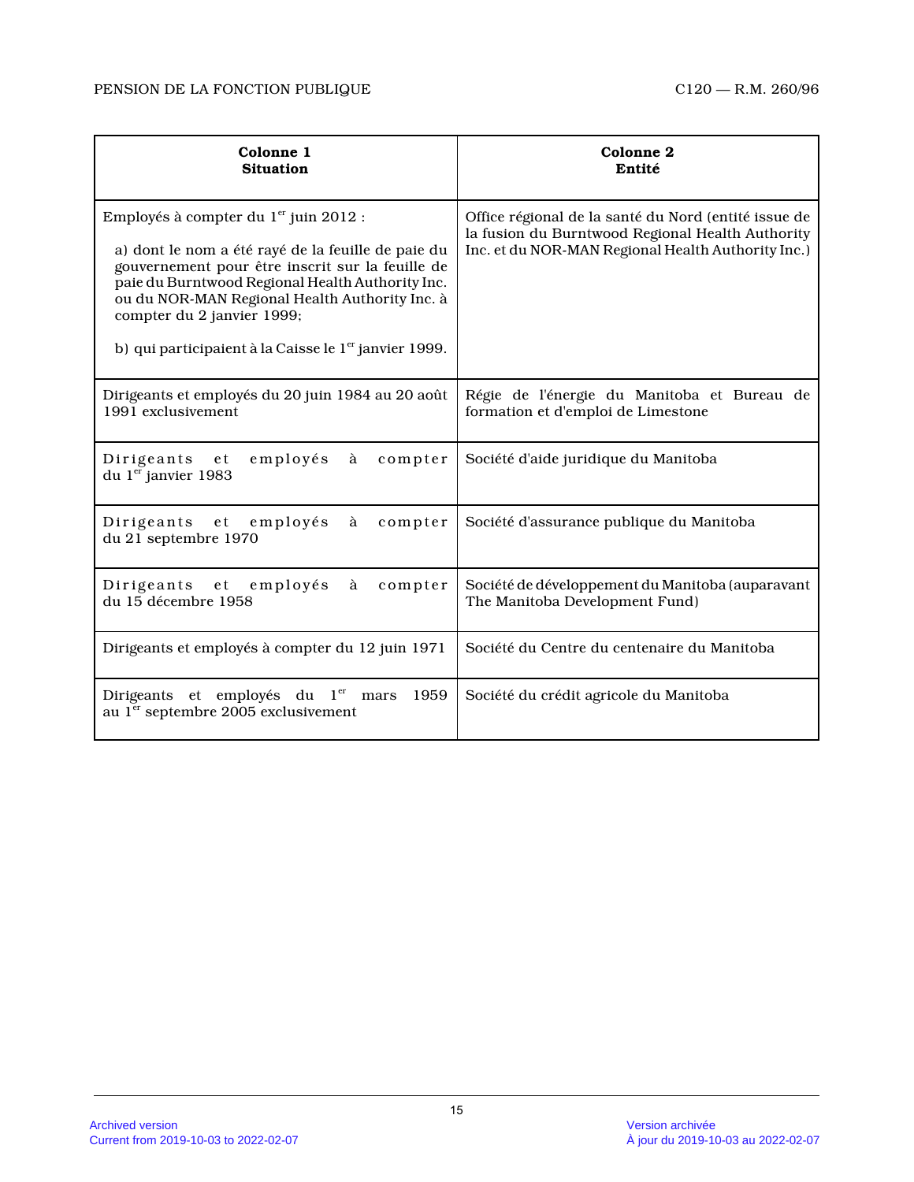| Colonne 1<br>Situation | Colonne 2<br>Entité |
|---|---|
| Employés à compter du 1er juin 2012 :<br><br>a) dont le nom a été rayé de la feuille de paie du gouvernement pour être inscrit sur la feuille de paie du Burntwood Regional Health Authority Inc. ou du NOR-MAN Regional Health Authority Inc. à compter du 2 janvier 1999;<br><br>b) qui participaient à la Caisse le 1er janvier 1999. | Office régional de la santé du Nord (entité issue de la fusion du Burntwood Regional Health Authority Inc. et du NOR-MAN Regional Health Authority Inc.) |
| Dirigeants et employés du 20 juin 1984 au 20 août 1991 exclusivement | Régie de l'énergie du Manitoba et Bureau de formation et d'emploi de Limestone |
| Dirigeants et employés à compter du 1er janvier 1983 | Société d'aide juridique du Manitoba |
| Dirigeants et employés à compter du 21 septembre 1970 | Société d'assurance publique du Manitoba |
| Dirigeants et employés à compter du 15 décembre 1958 | Société de développement du Manitoba (auparavant The Manitoba Development Fund) |
| Dirigeants et employés à compter du 12 juin 1971 | Société du Centre du centenaire du Manitoba |
| Dirigeants et employés du 1er mars 1959 au 1er septembre 2005 exclusivement | Société du crédit agricole du Manitoba |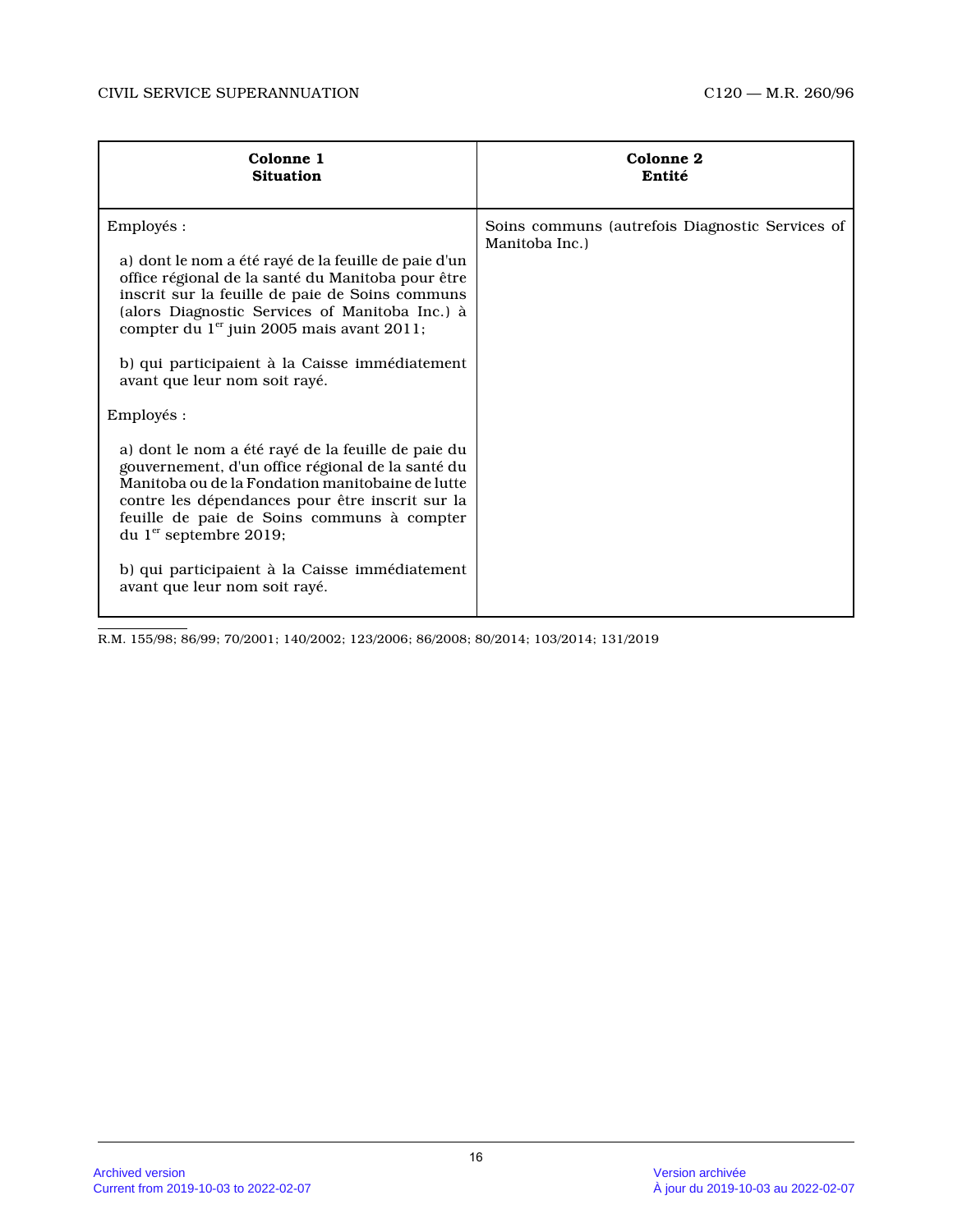| Colonne 1<br>**Situation** | Colonne 2<br>**Entité** |
|---|---|
| Employés :<br><br>a) dont le nom a été rayé de la feuille de paie d'un office régional de la santé du Manitoba pour être inscrit sur la feuille de paie de Soins communs (alors Diagnostic Services of Manitoba Inc.) à compter du 1er juin 2005 mais avant 2011;<br><br>b) qui participaient à la Caisse immédiatement avant que leur nom soit rayé.<br><br>Employés :<br><br>a) dont le nom a été rayé de la feuille de paie du gouvernement, d'un office régional de la santé du Manitoba ou de la Fondation manitobaine de lutte contre les dépendances pour être inscrit sur la feuille de paie de Soins communs à compter du 1er septembre 2019;<br><br>b) qui participaient à la Caisse immédiatement avant que leur nom soit rayé. | Soins communs (autrefois Diagnostic Services of Manitoba Inc.) |

R.M. 155/98; 86/99; 70/2001; 140/2002; 123/2006; 86/2008; 80/2014; 103/2014; 131/2019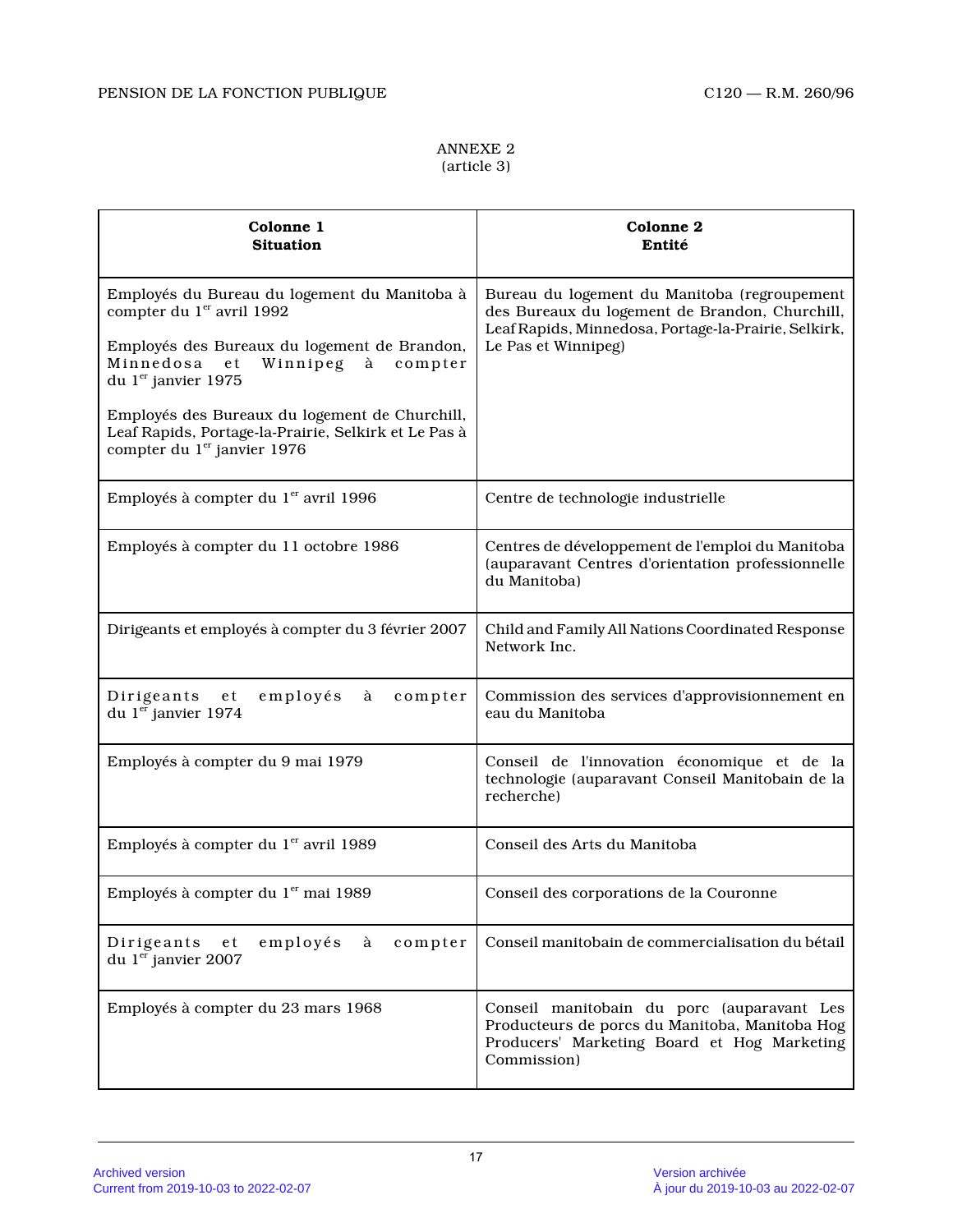ANNEXE 2
(article 3)

| Colonne 1<br>Situation | Colonne 2<br>Entité |
|---|---|
| Employés du Bureau du logement du Manitoba à compter du 1er avril 1992<br><br>Employés des Bureaux du logement de Brandon, Minnedosa et Winnipeg à compter du 1er janvier 1975<br><br>Employés des Bureaux du logement de Churchill, Leaf Rapids, Portage-la-Prairie, Selkirk et Le Pas à compter du 1er janvier 1976 | Bureau du logement du Manitoba (regroupement des Bureaux du logement de Brandon, Churchill, Leaf Rapids, Minnedosa, Portage-la-Prairie, Selkirk, Le Pas et Winnipeg) |
| Employés à compter du 1er avril 1996 | Centre de technologie industrielle |
| Employés à compter du 11 octobre 1986 | Centres de développement de l'emploi du Manitoba (auparavant Centres d'orientation professionnelle du Manitoba) |
| Dirigeants et employés à compter du 3 février 2007 | Child and Family All Nations Coordinated Response Network Inc. |
| Dirigeants et employés à compter du 1er janvier 1974 | Commission des services d'approvisionnement en eau du Manitoba |
| Employés à compter du 9 mai 1979 | Conseil de l'innovation économique et de la technologie (auparavant Conseil Manitobain de la recherche) |
| Employés à compter du 1er avril 1989 | Conseil des Arts du Manitoba |
| Employés à compter du 1er mai 1989 | Conseil des corporations de la Couronne |
| Dirigeants et employés à compter du 1er janvier 2007 | Conseil manitobain de commercialisation du bétail |
| Employés à compter du 23 mars 1968 | Conseil manitobain du porc (auparavant Les Producteurs de porcs du Manitoba, Manitoba Hog Producers' Marketing Board et Hog Marketing Commission) |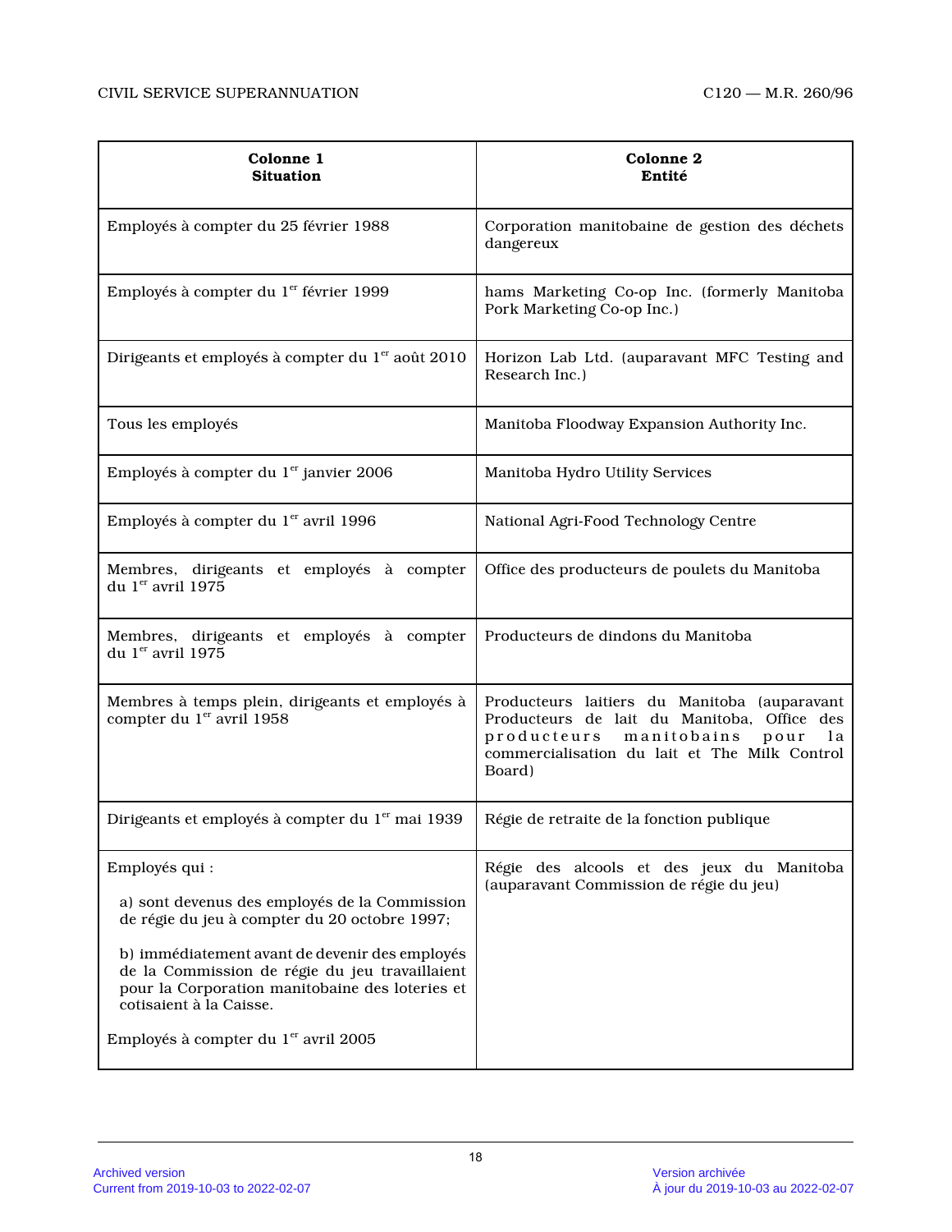| Colonne 1<br>Situation | Colonne 2<br>Entité |
|---|---|
| Employés à compter du 25 février 1988 | Corporation manitobaine de gestion des déchets dangereux |
| Employés à compter du 1er février 1999 | hams Marketing Co-op Inc. (formerly Manitoba Pork Marketing Co-op Inc.) |
| Dirigeants et employés à compter du 1er août 2010 | Horizon Lab Ltd. (auparavant MFC Testing and Research Inc.) |
| Tous les employés | Manitoba Floodway Expansion Authority Inc. |
| Employés à compter du 1er janvier 2006 | Manitoba Hydro Utility Services |
| Employés à compter du 1er avril 1996 | National Agri-Food Technology Centre |
| Membres, dirigeants et employés à compter du 1er avril 1975 | Office des producteurs de poulets du Manitoba |
| Membres, dirigeants et employés à compter du 1er avril 1975 | Producteurs de dindons du Manitoba |
| Membres à temps plein, dirigeants et employés à compter du 1er avril 1958 | Producteurs laitiers du Manitoba (auparavant Producteurs de lait du Manitoba, Office des producteurs manitobains pour la commercialisation du lait et The Milk Control Board) |
| Dirigeants et employés à compter du 1er mai 1939 | Régie de retraite de la fonction publique |
| Employés qui :<br>a) sont devenus des employés de la Commission de régie du jeu à compter du 20 octobre 1997;<br>b) immédiatement avant de devenir des employés de la Commission de régie du jeu travaillaient pour la Corporation manitobaine des loteries et cotisaient à la Caisse.<br>Employés à compter du 1er avril 2005 | Régie des alcools et des jeux du Manitoba (auparavant Commission de régie du jeu) |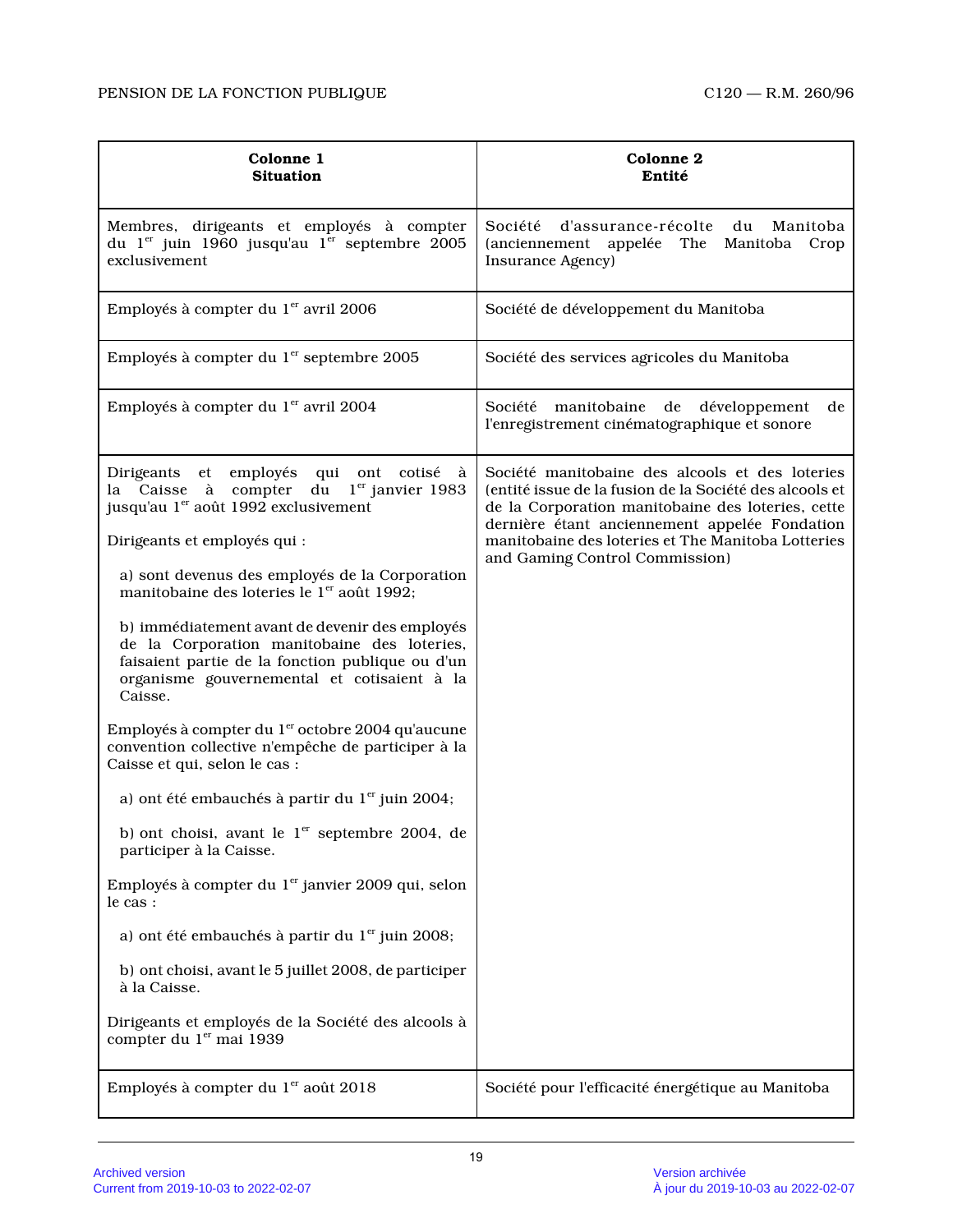| Colonne 1<br>**Situation** | Colonne 2<br>**Entité** |
|---|---|
| Membres, dirigeants et employés à compter du 1er juin 1960 jusqu'au 1er septembre 2005 exclusivement | Société d'assurance-récolte du Manitoba (anciennement appelée The Manitoba Crop Insurance Agency) |
| Employés à compter du 1er avril 2006 | Société de développement du Manitoba |
| Employés à compter du 1er septembre 2005 | Société des services agricoles du Manitoba |
| Employés à compter du 1er avril 2004 | Société manitobaine de développement de l'enregistrement cinématographique et sonore |
| Dirigeants et employés qui ont cotisé à la Caisse à compter du 1er janvier 1983 jusqu'au 1er août 1992 exclusivement<br><br>Dirigeants et employés qui :<br><br>a) sont devenus des employés de la Corporation manitobaine des loteries le 1er août 1992;<br><br>b) immédiatement avant de devenir des employés de la Corporation manitobaine des loteries, faisaient partie de la fonction publique ou d'un organisme gouvernemental et cotisaient à la Caisse.<br><br>Employés à compter du 1er octobre 2004 qu'aucune convention collective n'empêche de participer à la Caisse et qui, selon le cas :<br><br>a) ont été embauchés à partir du 1er juin 2004;<br><br>b) ont choisi, avant le 1er septembre 2004, de participer à la Caisse.<br><br>Employés à compter du 1er janvier 2009 qui, selon le cas :<br><br>a) ont été embauchés à partir du 1er juin 2008;<br><br>b) ont choisi, avant le 5 juillet 2008, de participer à la Caisse.<br><br>Dirigeants et employés de la Société des alcools à compter du 1er mai 1939 | Société manitobaine des alcools et des loteries (entité issue de la fusion de la Société des alcools et de la Corporation manitobaine des loteries, cette dernière étant anciennement appelée Fondation manitobaine des loteries et The Manitoba Lotteries and Gaming Control Commission) |
| Employés à compter du 1er août 2018 | Société pour l'efficacité énergétique au Manitoba |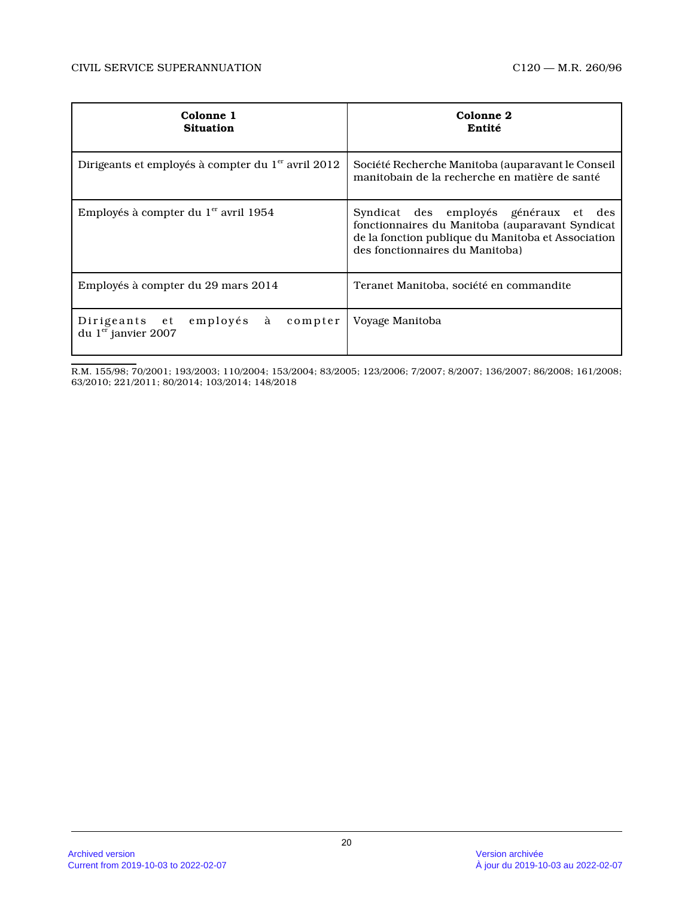| Colonne 1<br>**Situation** | Colonne 2<br>**Entité** |
|---|---|
| Dirigeants et employés à compter du 1er avril 2012 | Société Recherche Manitoba (auparavant le Conseil manitobain de la recherche en matière de santé |
| Employés à compter du 1er avril 1954 | Syndicat des employés généraux et des fonctionnaires du Manitoba (auparavant Syndicat de la fonction publique du Manitoba et Association des fonctionnaires du Manitoba) |
| Employés à compter du 29 mars 2014 | Teranet Manitoba, société en commandite |
| Dirigeants et employés à compter du 1er janvier 2007 | Voyage Manitoba |

R.M. 155/98; 70/2001; 193/2003; 110/2004; 153/2004; 83/2005; 123/2006; 7/2007; 8/2007; 136/2007; 86/2008; 161/2008; 63/2010; 221/2011; 80/2014; 103/2014; 148/2018